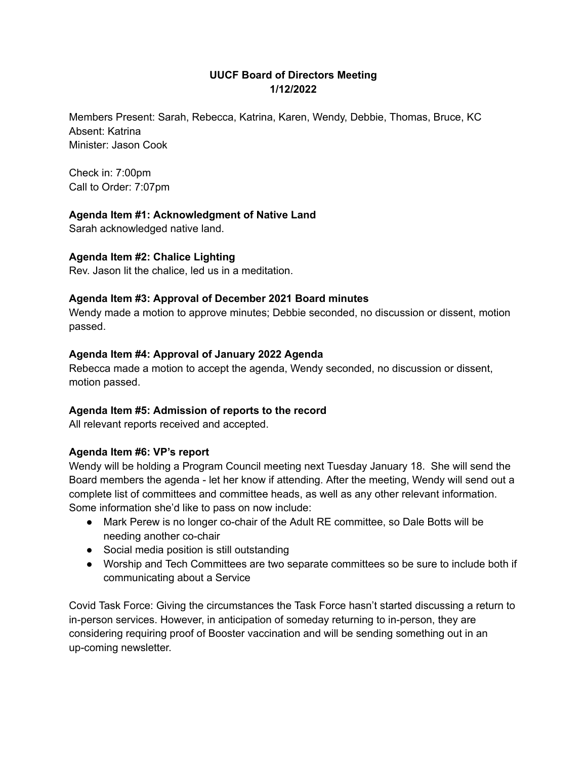# UUCF Board of Directors Meeting
## 1/12/2022

Members Present: Sarah, Rebecca, Katrina, Karen, Wendy, Debbie, Thomas, Bruce, KC
Absent: Katrina
Minister: Jason Cook

Check in: 7:00pm
Call to Order: 7:07pm

**Agenda Item #1: Acknowledgment of Native Land**
Sarah acknowledged native land.

**Agenda Item #2: Chalice Lighting**
Rev. Jason lit the chalice, led us in a meditation.

**Agenda Item #3: Approval of December 2021 Board minutes**
Wendy made a motion to approve minutes; Debbie seconded, no discussion or dissent, motion passed.

**Agenda Item #4: Approval of January 2022 Agenda**
Rebecca made a motion to accept the agenda, Wendy seconded, no discussion or dissent, motion passed.

**Agenda Item #5: Admission of reports to the record**
All relevant reports received and accepted.

**Agenda Item #6: VP's report**
Wendy will be holding a Program Council meeting next Tuesday January 18. She will send the Board members the agenda - let her know if attending. After the meeting, Wendy will send out a complete list of committees and committee heads, as well as any other relevant information. Some information she'd like to pass on now include:

- Mark Perew is no longer co-chair of the Adult RE committee, so Dale Botts will be needing another co-chair
- Social media position is still outstanding
- Worship and Tech Committees are two separate committees so be sure to include both if communicating about a Service

Covid Task Force: Giving the circumstances the Task Force hasn't started discussing a return to in-person services. However, in anticipation of someday returning to in-person, they are considering requiring proof of Booster vaccination and will be sending something out in an up-coming newsletter.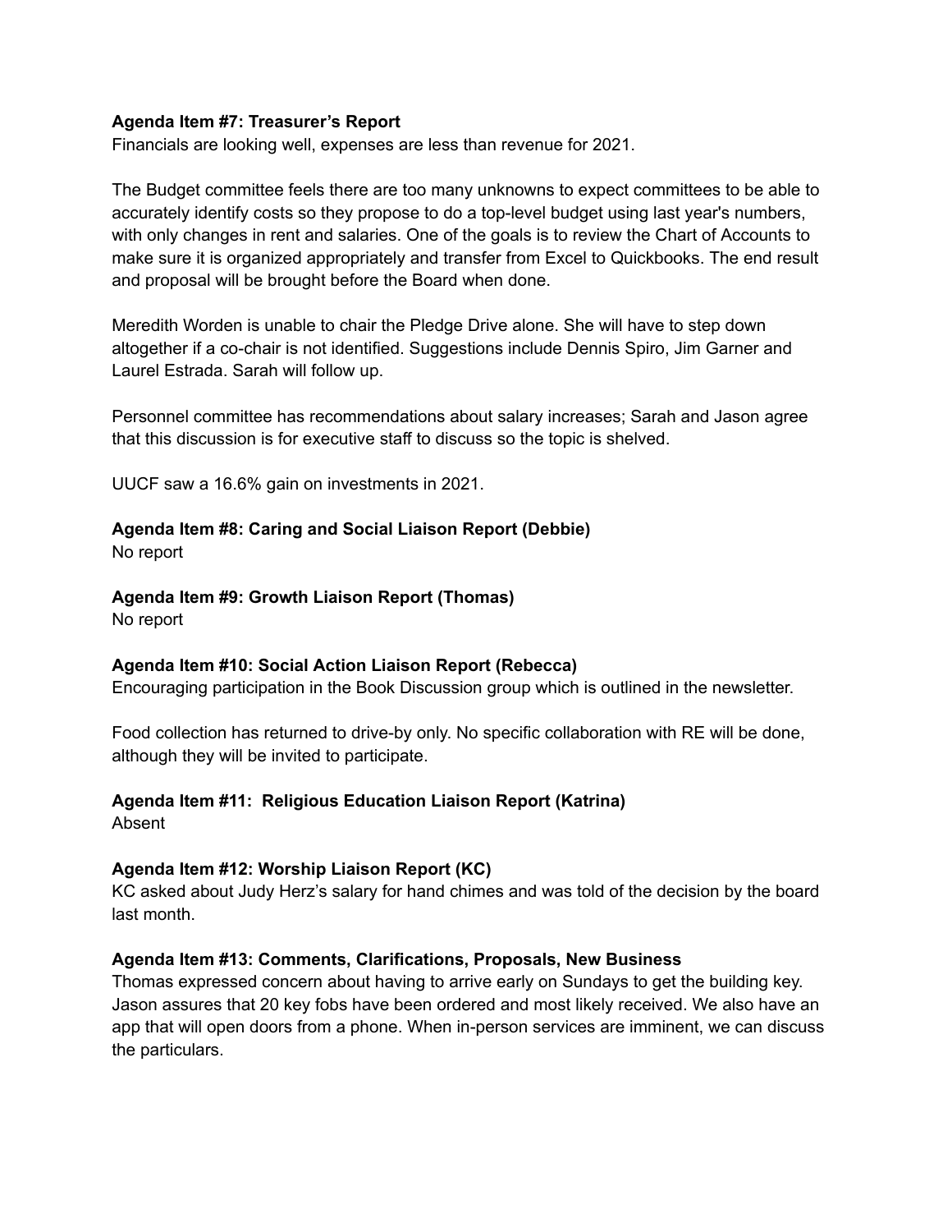**Agenda Item #7: Treasurer's Report**

Financials are looking well, expenses are less than revenue for 2021.

The Budget committee feels there are too many unknowns to expect committees to be able to accurately identify costs so they propose to do a top-level budget using last year's numbers, with only changes in rent and salaries. One of the goals is to review the Chart of Accounts to make sure it is organized appropriately and transfer from Excel to Quickbooks. The end result and proposal will be brought before the Board when done.

Meredith Worden is unable to chair the Pledge Drive alone. She will have to step down altogether if a co-chair is not identified. Suggestions include Dennis Spiro, Jim Garner and Laurel Estrada. Sarah will follow up.

Personnel committee has recommendations about salary increases; Sarah and Jason agree that this discussion is for executive staff to discuss so the topic is shelved.

UUCF saw a 16.6% gain on investments in 2021.

**Agenda Item #8: Caring and Social Liaison Report (Debbie)**

No report

**Agenda Item #9: Growth Liaison Report (Thomas)**

No report

**Agenda Item #10: Social Action Liaison Report (Rebecca)**

Encouraging participation in the Book Discussion group which is outlined in the newsletter.

Food collection has returned to drive-by only. No specific collaboration with RE will be done, although they will be invited to participate.

**Agenda Item #11: Religious Education Liaison Report (Katrina)**

Absent

**Agenda Item #12: Worship Liaison Report (KC)**

KC asked about Judy Herz's salary for hand chimes and was told of the decision by the board last month.

**Agenda Item #13: Comments, Clarifications, Proposals, New Business**

Thomas expressed concern about having to arrive early on Sundays to get the building key. Jason assures that 20 key fobs have been ordered and most likely received. We also have an app that will open doors from a phone. When in-person services are imminent, we can discuss the particulars.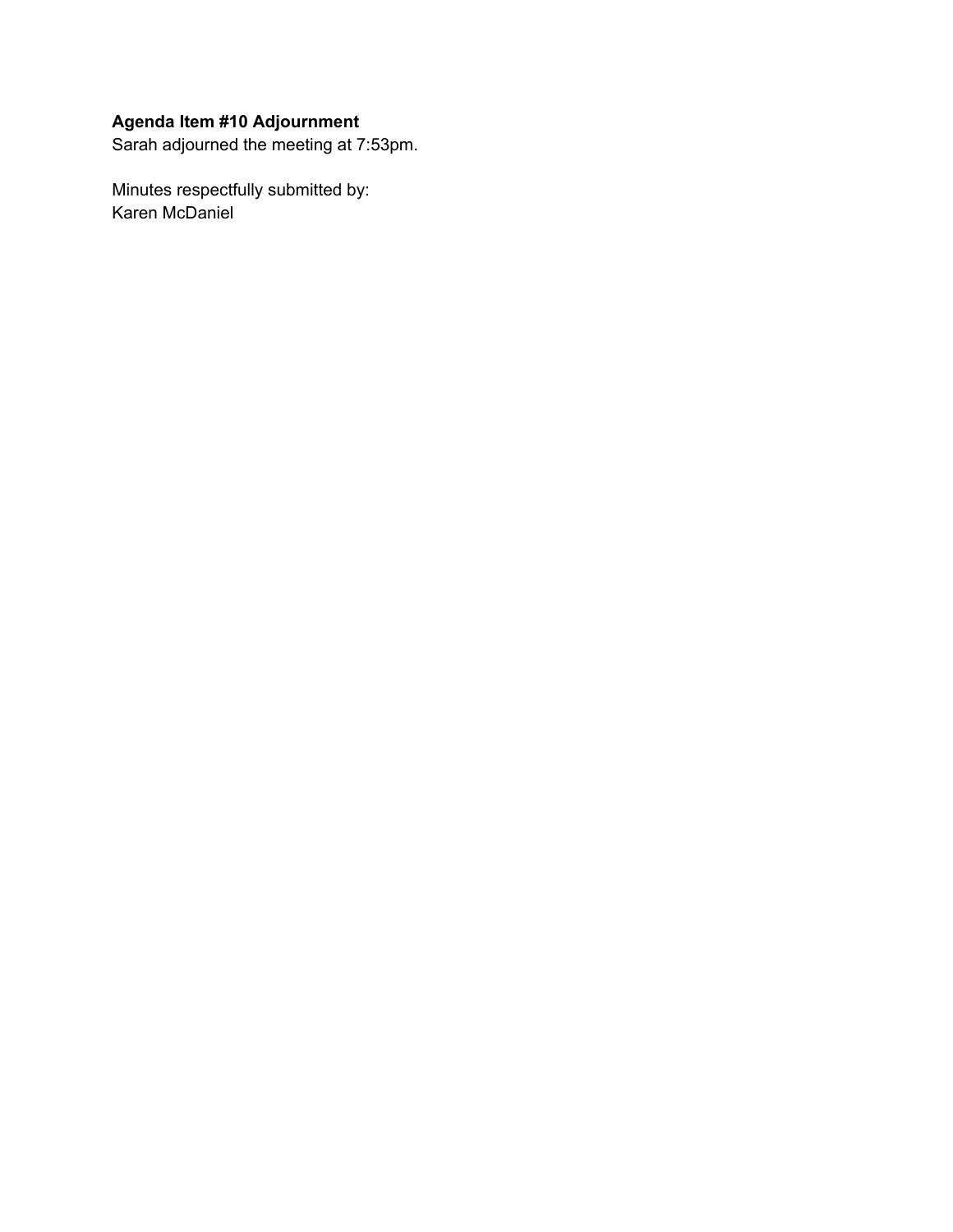**Agenda Item #10 Adjournment**
Sarah adjourned the meeting at 7:53pm.

Minutes respectfully submitted by:
Karen McDaniel